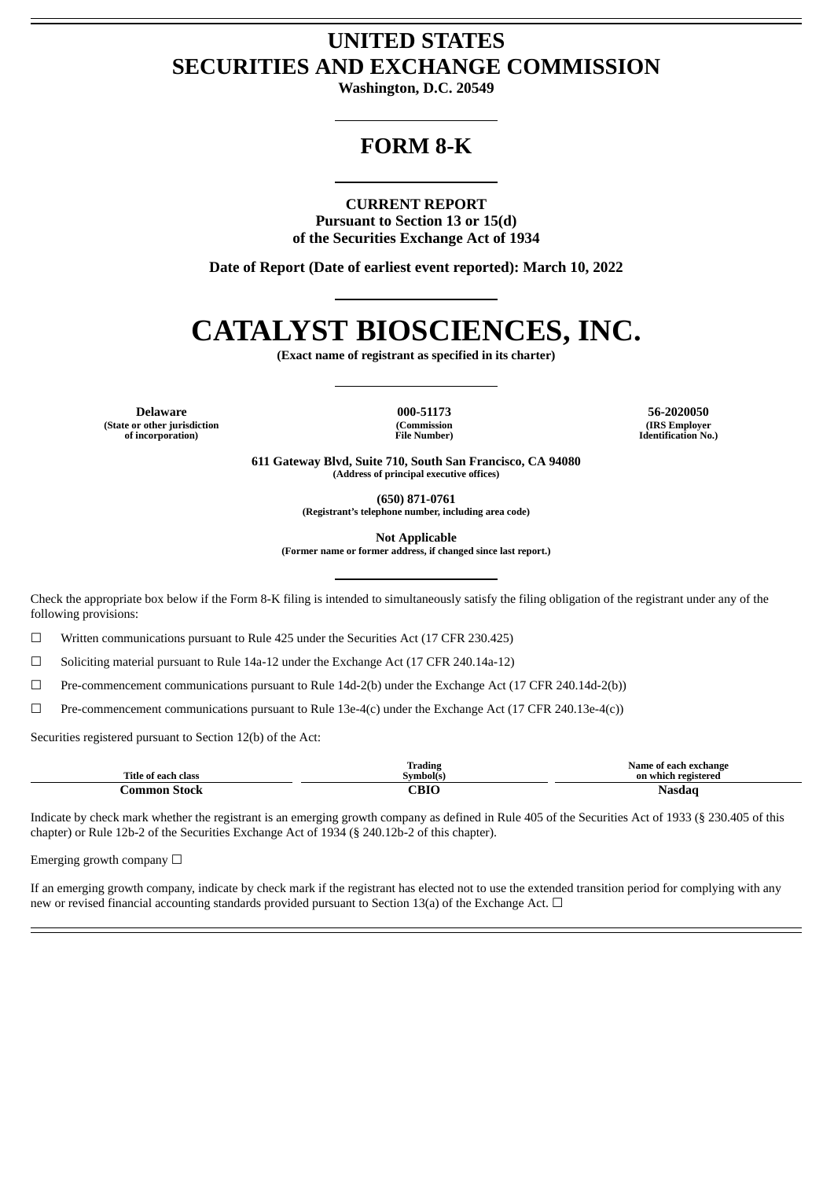# UNITED STATES
# SECURITIES AND EXCHANGE COMMISSION

**Washington, D.C. 20549**

## FORM 8-K

**CURRENT REPORT**
**Pursuant to Section 13 or 15(d)**
**of the Securities Exchange Act of 1934**

**Date of Report (Date of earliest event reported): March 10, 2022**

# CATALYST BIOSCIENCES, INC.

**(Exact name of registrant as specified in its charter)**

| Delaware | 000-51173 | 56-2020050 |
|---|---|---|
| (State or other jurisdiction of incorporation) | (Commission File Number) | (IRS Employer Identification No.) |

**611 Gateway Blvd, Suite 710, South San Francisco, CA 94080**
**(Address of principal executive offices)**

**(650) 871-0761**
**(Registrant's telephone number, including area code)**

**Not Applicable**
**(Former name or former address, if changed since last report.)**

Check the appropriate box below if the Form 8-K filing is intended to simultaneously satisfy the filing obligation of the registrant under any of the following provisions:

☐ Written communications pursuant to Rule 425 under the Securities Act (17 CFR 230.425)

☐ Soliciting material pursuant to Rule 14a-12 under the Exchange Act (17 CFR 240.14a-12)

☐ Pre-commencement communications pursuant to Rule 14d-2(b) under the Exchange Act (17 CFR 240.14d-2(b))

☐ Pre-commencement communications pursuant to Rule 13e-4(c) under the Exchange Act (17 CFR 240.13e-4(c))

Securities registered pursuant to Section 12(b) of the Act:

| Title of each class | Trading Symbol(s) | Name of each exchange on which registered |
|---|---|---|
| **Common Stock** | **CBIO** | **Nasdaq** |

Indicate by check mark whether the registrant is an emerging growth company as defined in Rule 405 of the Securities Act of 1933 (§ 230.405 of this chapter) or Rule 12b-2 of the Securities Exchange Act of 1934 (§ 240.12b-2 of this chapter).

Emerging growth company ☐

If an emerging growth company, indicate by check mark if the registrant has elected not to use the extended transition period for complying with any new or revised financial accounting standards provided pursuant to Section 13(a) of the Exchange Act. ☐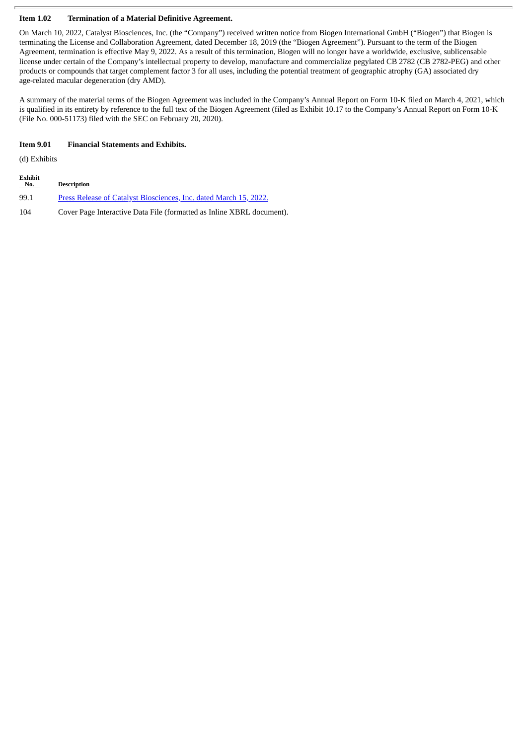### Item 1.02 Termination of a Material Definitive Agreement.

On March 10, 2022, Catalyst Biosciences, Inc. (the "Company") received written notice from Biogen International GmbH ("Biogen") that Biogen is terminating the License and Collaboration Agreement, dated December 18, 2019 (the "Biogen Agreement"). Pursuant to the term of the Biogen Agreement, termination is effective May 9, 2022. As a result of this termination, Biogen will no longer have a worldwide, exclusive, sublicensable license under certain of the Company's intellectual property to develop, manufacture and commercialize pegylated CB 2782 (CB 2782-PEG) and other products or compounds that target complement factor 3 for all uses, including the potential treatment of geographic atrophy (GA) associated dry age-related macular degeneration (dry AMD).

A summary of the material terms of the Biogen Agreement was included in the Company's Annual Report on Form 10-K filed on March 4, 2021, which is qualified in its entirety by reference to the full text of the Biogen Agreement (filed as Exhibit 10.17 to the Company's Annual Report on Form 10-K (File No. 000-51173) filed with the SEC on February 20, 2020).

### Item 9.01 Financial Statements and Exhibits.

(d) Exhibits

| Exhibit No. | Description |
| --- | --- |
| 99.1 | Press Release of Catalyst Biosciences, Inc. dated March 15, 2022. |
| 104 | Cover Page Interactive Data File (formatted as Inline XBRL document). |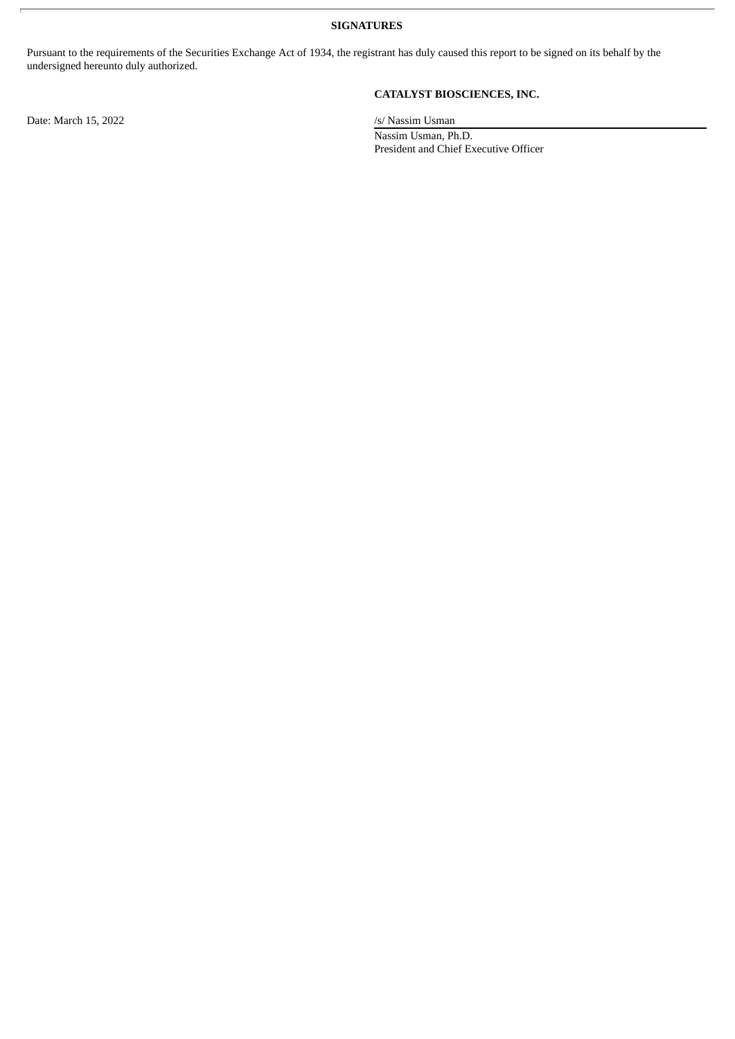**SIGNATURES**

Pursuant to the requirements of the Securities Exchange Act of 1934, the registrant has duly caused this report to be signed on its behalf by the undersigned hereunto duly authorized.

**CATALYST BIOSCIENCES, INC.**

Date: March 15, 2022

/s/ Nassim Usman

Nassim Usman, Ph.D.
President and Chief Executive Officer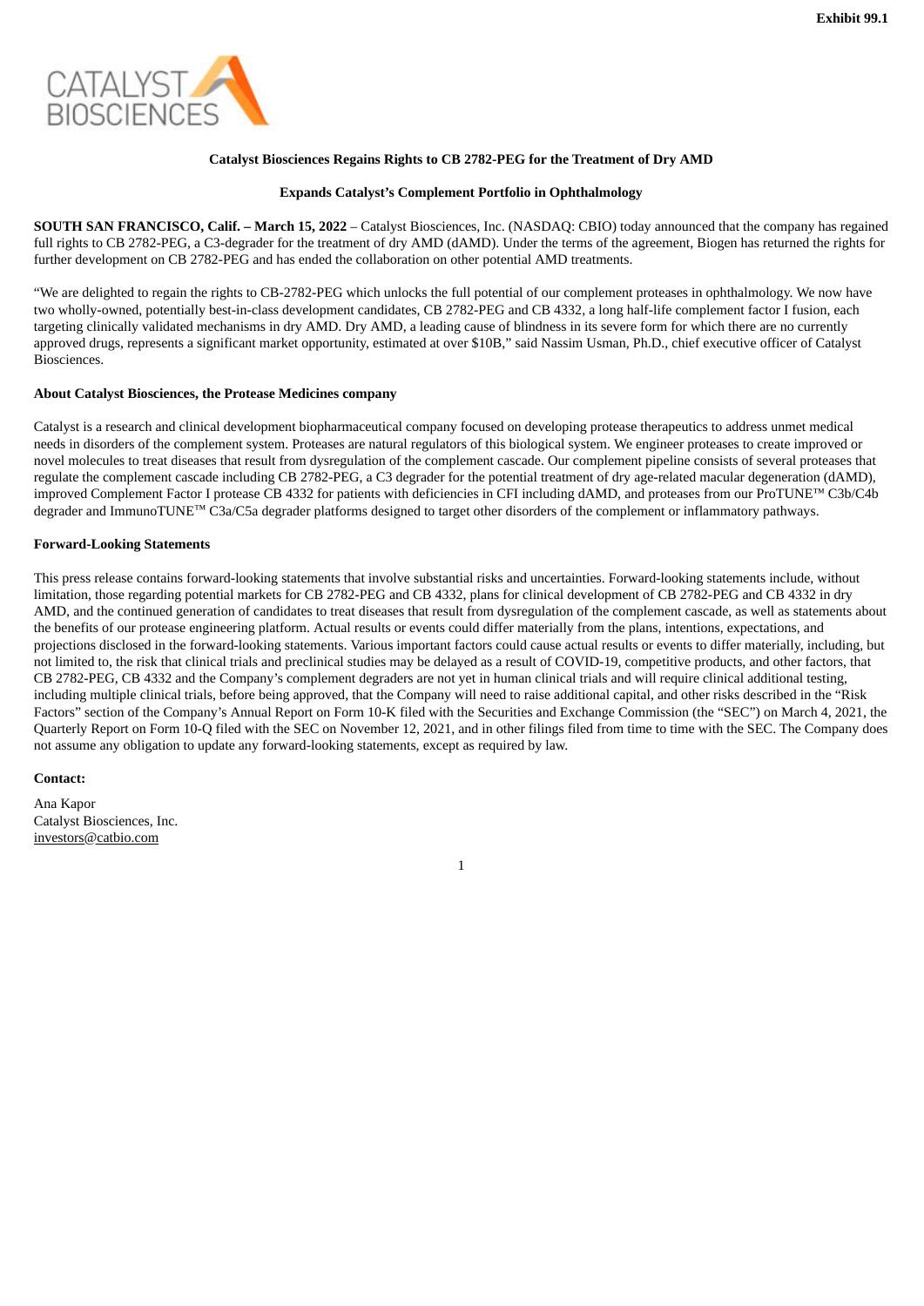Exhibit 99.1

**Catalyst Biosciences Regains Rights to CB 2782-PEG for the Treatment of Dry AMD**

**Expands Catalyst's Complement Portfolio in Ophthalmology**

**SOUTH SAN FRANCISCO, Calif. – March 15, 2022** – Catalyst Biosciences, Inc. (NASDAQ: CBIO) today announced that the company has regained full rights to CB 2782-PEG, a C3-degrader for the treatment of dry AMD (dAMD). Under the terms of the agreement, Biogen has returned the rights for further development on CB 2782-PEG and has ended the collaboration on other potential AMD treatments.

"We are delighted to regain the rights to CB-2782-PEG which unlocks the full potential of our complement proteases in ophthalmology. We now have two wholly-owned, potentially best-in-class development candidates, CB 2782-PEG and CB 4332, a long half-life complement factor I fusion, each targeting clinically validated mechanisms in dry AMD. Dry AMD, a leading cause of blindness in its severe form for which there are no currently approved drugs, represents a significant market opportunity, estimated at over $10B," said Nassim Usman, Ph.D., chief executive officer of Catalyst Biosciences.

**About Catalyst Biosciences, the Protease Medicines company**

Catalyst is a research and clinical development biopharmaceutical company focused on developing protease therapeutics to address unmet medical needs in disorders of the complement system. Proteases are natural regulators of this biological system. We engineer proteases to create improved or novel molecules to treat diseases that result from dysregulation of the complement cascade. Our complement pipeline consists of several proteases that regulate the complement cascade including CB 2782-PEG, a C3 degrader for the potential treatment of dry age-related macular degeneration (dAMD), improved Complement Factor I protease CB 4332 for patients with deficiencies in CFI including dAMD, and proteases from our ProTUNE™ C3b/C4b degrader and ImmunoTUNE™ C3a/C5a degrader platforms designed to target other disorders of the complement or inflammatory pathways.

**Forward-Looking Statements**

This press release contains forward-looking statements that involve substantial risks and uncertainties. Forward-looking statements include, without limitation, those regarding potential markets for CB 2782-PEG and CB 4332, plans for clinical development of CB 2782-PEG and CB 4332 in dry AMD, and the continued generation of candidates to treat diseases that result from dysregulation of the complement cascade, as well as statements about the benefits of our protease engineering platform. Actual results or events could differ materially from the plans, intentions, expectations, and projections disclosed in the forward-looking statements. Various important factors could cause actual results or events to differ materially, including, but not limited to, the risk that clinical trials and preclinical studies may be delayed as a result of COVID-19, competitive products, and other factors, that CB 2782-PEG, CB 4332 and the Company's complement degraders are not yet in human clinical trials and will require clinical additional testing, including multiple clinical trials, before being approved, that the Company will need to raise additional capital, and other risks described in the "Risk Factors" section of the Company's Annual Report on Form 10-K filed with the Securities and Exchange Commission (the "SEC") on March 4, 2021, the Quarterly Report on Form 10-Q filed with the SEC on November 12, 2021, and in other filings filed from time to time with the SEC. The Company does not assume any obligation to update any forward-looking statements, except as required by law.

**Contact:**

Ana Kapor
Catalyst Biosciences, Inc.
investors@catbio.com